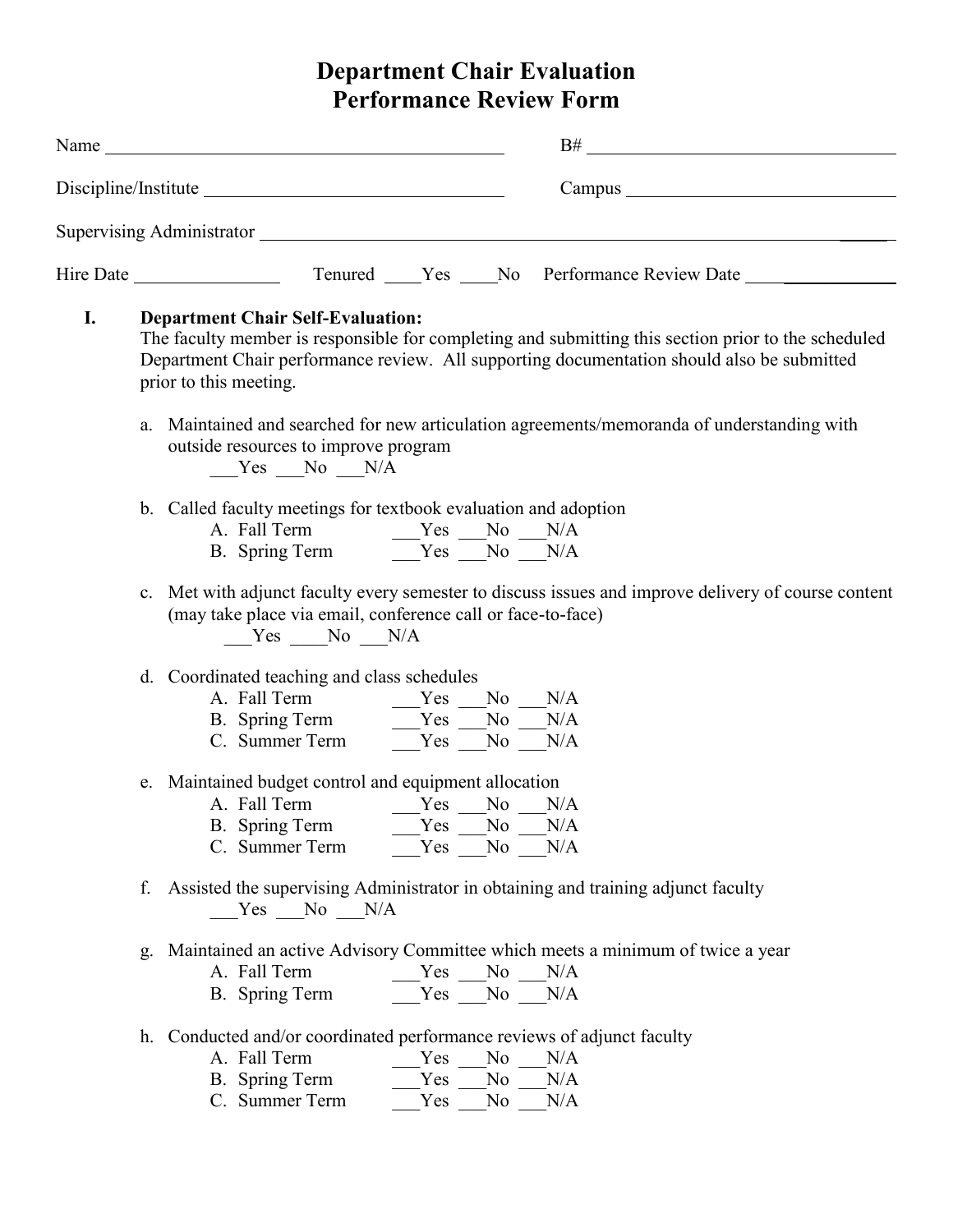# Department Chair Evaluation
# Performance Review Form

Name ____________________________________________ B# ____________________________________

Discipline/Institute _________________________________ Campus ______________________________

Supervising Administrator ___________________________________________________________________

Hire Date ________________ Tenured ____Yes ____No Performance Review Date _____________

**I. Department Chair Self-Evaluation:**
The faculty member is responsible for completing and submitting this section prior to the scheduled Department Chair performance review. All supporting documentation should also be submitted prior to this meeting.

a. Maintained and searched for new articulation agreements/memoranda of understanding with outside resources to improve program
___Yes ___No ___N/A

b. Called faculty meetings for textbook evaluation and adoption
- A. Fall Term ___Yes ___No ___N/A
- B. Spring Term ___Yes ___No ___N/A

c. Met with adjunct faculty every semester to discuss issues and improve delivery of course content (may take place via email, conference call or face-to-face)
___Yes ____No ___N/A

d. Coordinated teaching and class schedules
- A. Fall Term ___Yes ___No ___N/A
- B. Spring Term ___Yes ___No ___N/A
- C. Summer Term ___Yes ___No ___N/A

e. Maintained budget control and equipment allocation
- A. Fall Term ___Yes ___No ___N/A
- B. Spring Term ___Yes ___No ___N/A
- C. Summer Term ___Yes ___No ___N/A

f. Assisted the supervising Administrator in obtaining and training adjunct faculty
___Yes ___No ___N/A

g. Maintained an active Advisory Committee which meets a minimum of twice a year
- A. Fall Term ___Yes ___No ___N/A
- B. Spring Term ___Yes ___No ___N/A

h. Conducted and/or coordinated performance reviews of adjunct faculty
- A. Fall Term ___Yes ___No ___N/A
- B. Spring Term ___Yes ___No ___N/A
- C. Summer Term ___Yes ___No ___N/A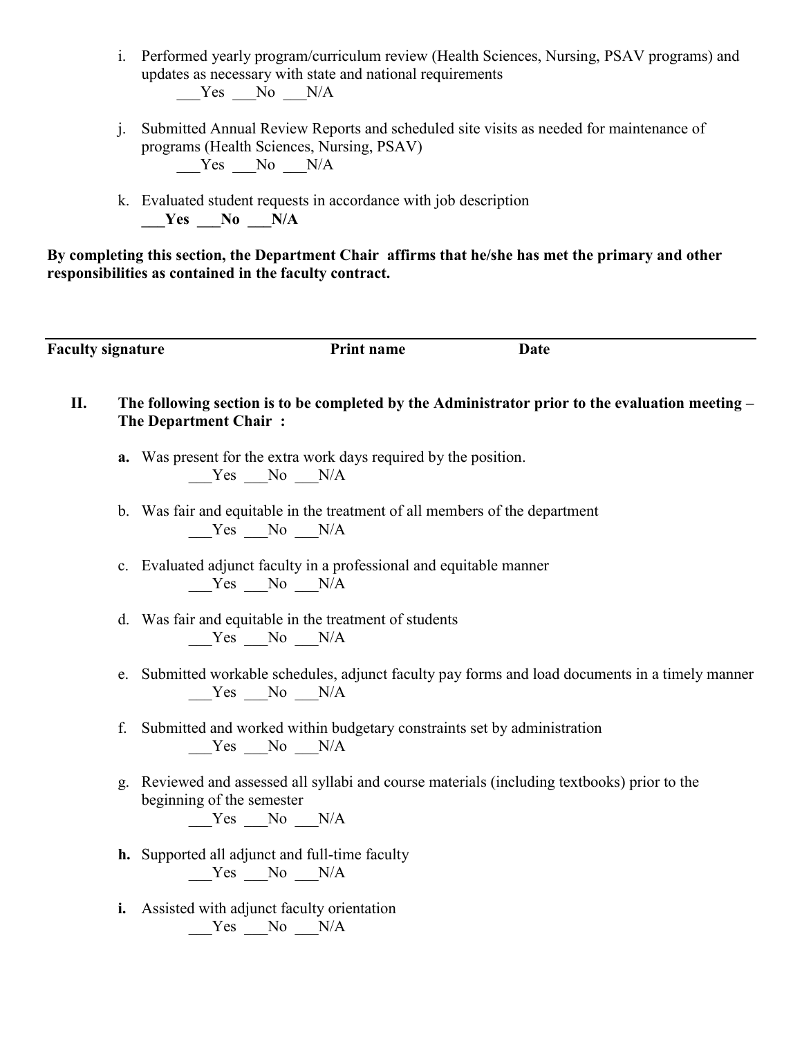i. Performed yearly program/curriculum review (Health Sciences, Nursing, PSAV programs) and updates as necessary with state and national requirements
___Yes ___No ___N/A

j. Submitted Annual Review Reports and scheduled site visits as needed for maintenance of programs (Health Sciences, Nursing, PSAV)
___Yes ___No ___N/A

k. Evaluated student requests in accordance with job description
**___Yes ___No ___N/A**

**By completing this section, the Department Chair affirms that he/she has met the primary and other responsibilities as contained in the faculty contract.**

---

**Faculty signature** **Print name** **Date**

**II. The following section is to be completed by the Administrator prior to the evaluation meeting – The Department Chair :**

**a.** Was present for the extra work days required by the position.
___Yes ___No ___N/A

b. Was fair and equitable in the treatment of all members of the department
___Yes ___No ___N/A

c. Evaluated adjunct faculty in a professional and equitable manner
___Yes ___No ___N/A

d. Was fair and equitable in the treatment of students
___Yes ___No ___N/A

e. Submitted workable schedules, adjunct faculty pay forms and load documents in a timely manner
___Yes ___No ___N/A

f. Submitted and worked within budgetary constraints set by administration
___Yes ___No ___N/A

g. Reviewed and assessed all syllabi and course materials (including textbooks) prior to the beginning of the semester
___Yes ___No ___N/A

**h.** Supported all adjunct and full-time faculty
___Yes ___No ___N/A

**i.** Assisted with adjunct faculty orientation
___Yes ___No ___N/A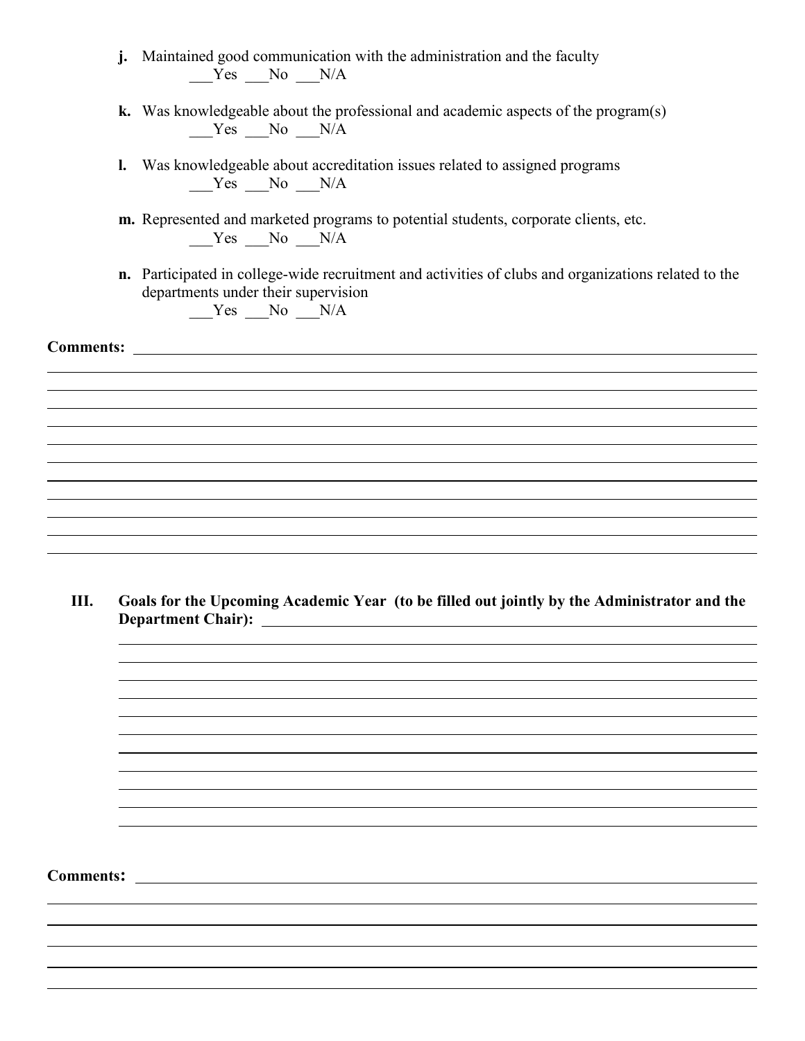**j.** Maintained good communication with the administration and the faculty
___Yes ___No ___N/A

**k.** Was knowledgeable about the professional and academic aspects of the program(s)
___Yes ___No ___N/A

**l.** Was knowledgeable about accreditation issues related to assigned programs
___Yes ___No ___N/A

**m.** Represented and marketed programs to potential students, corporate clients, etc.
___Yes ___No ___N/A

**n.** Participated in college-wide recruitment and activities of clubs and organizations related to the departments under their supervision
___Yes ___No ___N/A

**Comments:** ______________________________________________________________________________

______________________________________________________________________________

______________________________________________________________________________

______________________________________________________________________________

______________________________________________________________________________

______________________________________________________________________________

______________________________________________________________________________

______________________________________________________________________________

______________________________________________________________________________

______________________________________________________________________________

______________________________________________________________________________

______________________________________________________________________________

## III. Goals for the Upcoming Academic Year (to be filled out jointly by the Administrator and the Department Chair): ______________________________________________

______________________________________________________________________________

______________________________________________________________________________

______________________________________________________________________________

______________________________________________________________________________

______________________________________________________________________________

______________________________________________________________________________

______________________________________________________________________________

______________________________________________________________________________

______________________________________________________________________________

______________________________________________________________________________

______________________________________________________________________________

**Comments:** ______________________________________________________________________________

______________________________________________________________________________

______________________________________________________________________________

______________________________________________________________________________

______________________________________________________________________________

______________________________________________________________________________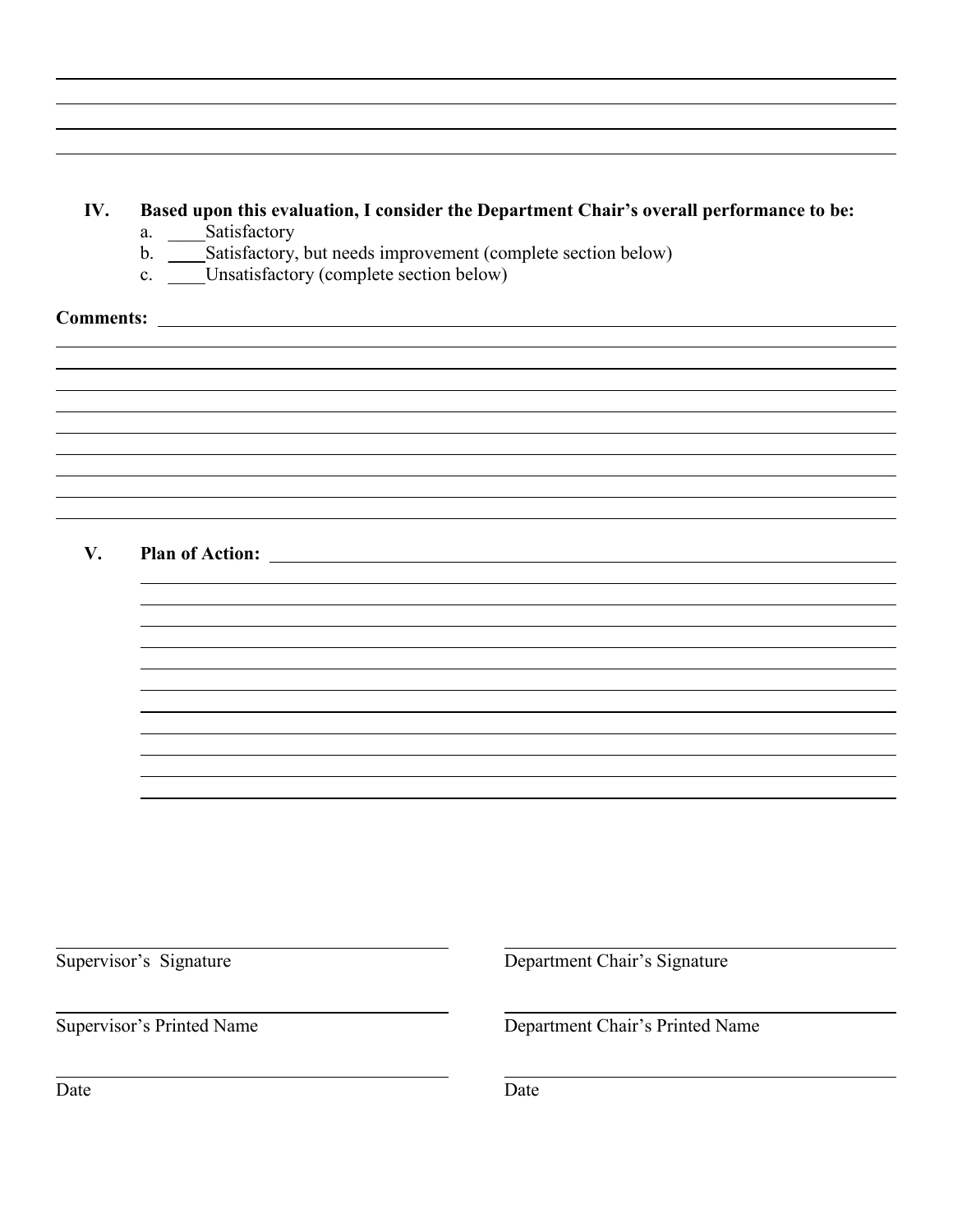**IV. Based upon this evaluation, I consider the Department Chair's overall performance to be:**

a. ____Satisfactory
b. ____Satisfactory, but needs improvement (complete section below)
c. ____Unsatisfactory (complete section below)

**Comments:** ____________________________________________

**V. Plan of Action:** ____________________________________________

______________________________ Supervisor's Signature

______________________________ Supervisor's Printed Name

______________________________ Date

______________________________ Department Chair's Signature

______________________________ Department Chair's Printed Name

______________________________ Date